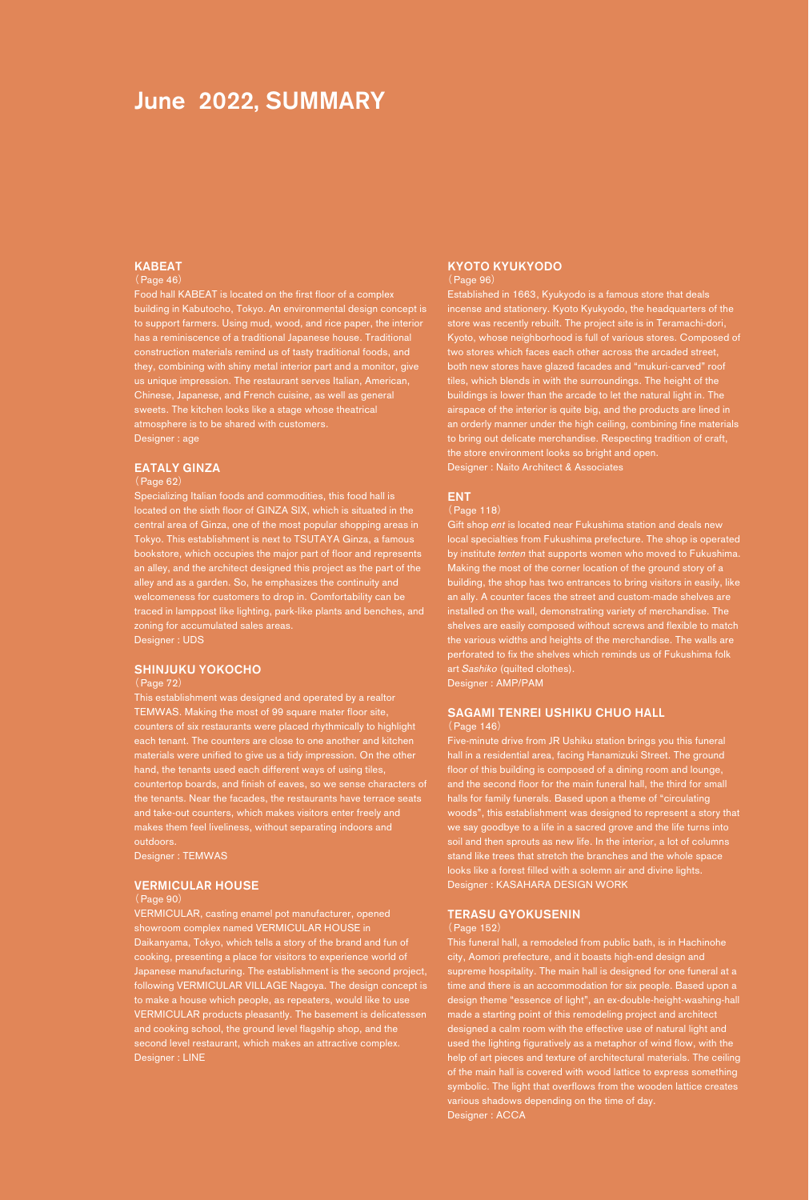# June 2022, SUMMARY

## KABEAT

（Page 46）

Food hall KABEAT is located on the first floor of a complex building in Kabutocho, Tokyo. An environmental design concept is to support farmers. Using mud, wood, and rice paper, the interior has a reminiscence of a traditional Japanese house. Traditional construction materials remind us of tasty traditional foods, and they, combining with shiny metal interior part and a monitor, give us unique impression. The restaurant serves Italian, American, Chinese, Japanese, and French cuisine, as well as general sweets. The kitchen looks like a stage whose theatrical atmosphere is to be shared with customers.

Designer : age

## EATALY GINZA

（Page 62）

Specializing Italian foods and commodities, this food hall is located on the sixth floor of GINZA SIX, which is situated in the central area of Ginza, one of the most popular shopping areas in Tokyo. This establishment is next to TSUTAYA Ginza, a famous bookstore, which occupies the major part of floor and represents an alley, and the architect designed this project as the part of the alley and as a garden. So, he emphasizes the continuity and welcomeness for customers to drop in. Comfortability can be traced in lamppost like lighting, park-like plants and benches, and zoning for accumulated sales areas.

Designer : UDS

## SHINJUKU YOKOCHO

（Page 72）

This establishment was designed and operated by a realtor TEMWAS. Making the most of 99 square mater floor site, counters of six restaurants were placed rhythmically to highlight each tenant. The counters are close to one another and kitchen materials were unified to give us a tidy impression. On the other hand, the tenants used each different ways of using tiles, countertop boards, and finish of eaves, so we sense characters of the tenants. Near the facades, the restaurants have terrace seats and take-out counters, which makes visitors enter freely and makes them feel liveliness, without separating indoors and outdoors.

Designer : TEMWAS

## VERMICULAR HOUSE

（Page 90）

VERMICULAR, casting enamel pot manufacturer, opened showroom complex named VERMICULAR HOUSE in Daikanyama, Tokyo, which tells a story of the brand and fun of cooking, presenting a place for visitors to experience world of Japanese manufacturing. The establishment is the second project, following VERMICULAR VILLAGE Nagoya. The design concept is to make a house which people, as repeaters, would like to use VERMICULAR products pleasantly. The basement is delicatessen and cooking school, the ground level flagship shop, and the second level restaurant, which makes an attractive complex.

Designer : LINE

## KYOTO KYUKYODO

（Page 96）

Established in 1663, Kyukyodo is a famous store that deals incense and stationery. Kyoto Kyukyodo, the headquarters of the store was recently rebuilt. The project site is in Teramachi-dori, Kyoto, whose neighborhood is full of various stores. Composed of two stores which faces each other across the arcaded street, both new stores have glazed facades and "mukuri-carved" roof tiles, which blends in with the surroundings. The height of the buildings is lower than the arcade to let the natural light in. The airspace of the interior is quite big, and the products are lined in an orderly manner under the high ceiling, combining fine materials to bring out delicate merchandise. Respecting tradition of craft, the store environment looks so bright and open.

Designer : Naito Architect & Associates

## ENT

（Page 118）

Gift shop *ent* is located near Fukushima station and deals new local specialties from Fukushima prefecture. The shop is operated by institute *tenten* that supports women who moved to Fukushima. Making the most of the corner location of the ground story of a building, the shop has two entrances to bring visitors in easily, like an ally. A counter faces the street and custom-made shelves are installed on the wall, demonstrating variety of merchandise. The shelves are easily composed without screws and flexible to match the various widths and heights of the merchandise. The walls are perforated to fix the shelves which reminds us of Fukushima folk art *Sashiko* (quilted clothes).

Designer : AMP/PAM

## SAGAMI TENREI USHIKU CHUO HALL

（Page 146）

Five-minute drive from JR Ushiku station brings you this funeral hall in a residential area, facing Hanamizuki Street. The ground floor of this building is composed of a dining room and lounge, and the second floor for the main funeral hall, the third for small halls for family funerals. Based upon a theme of "circulating woods", this establishment was designed to represent a story that we say goodbye to a life in a sacred grove and the life turns into soil and then sprouts as new life. In the interior, a lot of columns stand like trees that stretch the branches and the whole space looks like a forest filled with a solemn air and divine lights.

Designer : KASAHARA DESIGN WORK

## TERASU GYOKUSENIN

（Page 152）

This funeral hall, a remodeled from public bath, is in Hachinohe city, Aomori prefecture, and it boasts high-end design and supreme hospitality. The main hall is designed for one funeral at a time and there is an accommodation for six people. Based upon a design theme "essence of light", an ex-double-height-washing-hall made a starting point of this remodeling project and architect designed a calm room with the effective use of natural light and used the lighting figuratively as a metaphor of wind flow, with the help of art pieces and texture of architectural materials. The ceiling of the main hall is covered with wood lattice to express something symbolic. The light that overflows from the wooden lattice creates various shadows depending on the time of day.

Designer : ACCA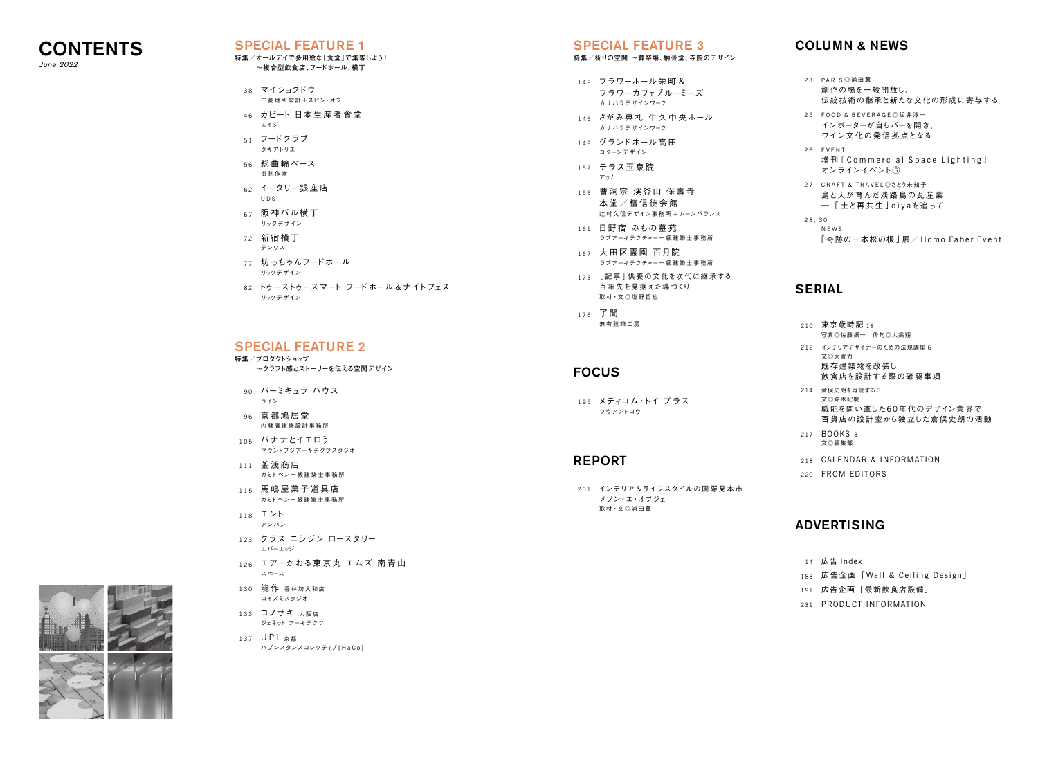# CONTENTS

*June 2022*

## SPECIAL FEATURE 1

特集／オールデイで多用途な「食堂」で集客しよう！
〜複合型飲食店、フードホール、横丁

38 マイショクドウ
三菱地所設計＋スピン・オフ

46 カピート 日本生産者食堂
エイジ

51 フードクラブ
タキアトリエ

56 総曲輪ベース
街制作室

62 イータリー銀座店
UDS

67 阪神バル横丁
リックデザイン

72 新宿横丁
テンワス

77 坊っちゃんフードホール
リックデザイン

82 トゥーストゥースマート フードホール＆ナイトフェス
リックデザイン

## SPECIAL FEATURE 2

特集／プロダクトショップ
〜クラフト感とストーリーを伝える空間デザイン

90 バーミキュラ ハウス
ライン

96 京都鳩居堂
内藤廣建築設計事務所

105 バナナとイエロウ
マウントフジアーキテクツスタジオ

111 釜浅商店
カミトペン一級建築士事務所

115 馬嶋屋菓子道具店
カミトペン一級建築士事務所

118 エント
アンバン

123 クラス ニシジン ロースタリー
エバーエッジ

126 エアーかおる東京丸 エムズ 南青山
スペース

130 能作 香林坊大和店
コイズミスタジオ

133 コノサキ 大阪店
ジェネット アーキテクツ

137 UPI 京都
ハプンスタンスコレクティブ［HaCo］

## SPECIAL FEATURE 3

特集／祈りの空間 〜葬祭場、納骨堂、寺院のデザイン

142 フラワーホール栄町＆
フラワーカフェブルーミーズ
カサハラデザインワーク

146 さがみ典礼 牛久中央ホール
カサハラデザインワーク

149 グランドホール高田
コクーンデザイン

152 テラス玉泉院
アッカ

156 曹洞宗 渓谷山 保壽寺
本堂／檀信徒会館
辻村久信デザイン事務所＋ムーンバランス

161 日野宿 みちの墓苑
ラブアーキテクチャー一級建築士事務所

167 大田区霊園 百月院
ラブアーキテクチャー一級建築士事務所

173 ［記事］供養の文化を次代に継承する
百年先を見据えた場づくり
取材・文◎塩野哲也

176 了聞
無有建築工房

## FOCUS

195 メディコム・トイ プラス
ソウアンドコウ

## REPORT

201 インテリア＆ライフスタイルの国際見本市
メゾン・エ・オブジェ
取材・文◎浦田薫

## COLUMN & NEWS

23 PARIS◎浦田薫
創作の場を一般開放し、
伝統技術の継承と新たな文化の形成に寄与する

25 FOOD & BEVERAGE◎坂井淳一
インポーターが自らバーを開き、
ワイン文化の発信拠点となる

26 EVENT
増刊『Commercial Space Lighting』
オンラインイベント⑥

27 CRAFT & TRAVEL◎さとう未知子
島と人が育んだ淡路島の瓦産業
―「土と再共生」oiyaを追って

28, 30 NEWS
「奇跡の一本松の根」展／Homo Faber Event

## SERIAL

210 東京歳時記 18
写真◎佐藤振一 俳句◎大高翔

212 インテリアデザイナーのための法規講座 6
文◎大菅力
既存建築物を改装し
飲食店を設計する際の確認事項

214 倉俣史朗を再読する 3
文◎鈴木紀慶
職能を問い直した60年代のデザイン業界で
百貨店の設計室から独立した倉俣史朗の活動

217 BOOKS 3
文◎編集部

218 CALENDAR & INFORMATION

220 FROM EDITORS

## ADVERTISING

14 広告 Index

183 広告企画「Wall & Ceiling Design」

191 広告企画「最新飲食店設備」

231 PRODUCT INFORMATION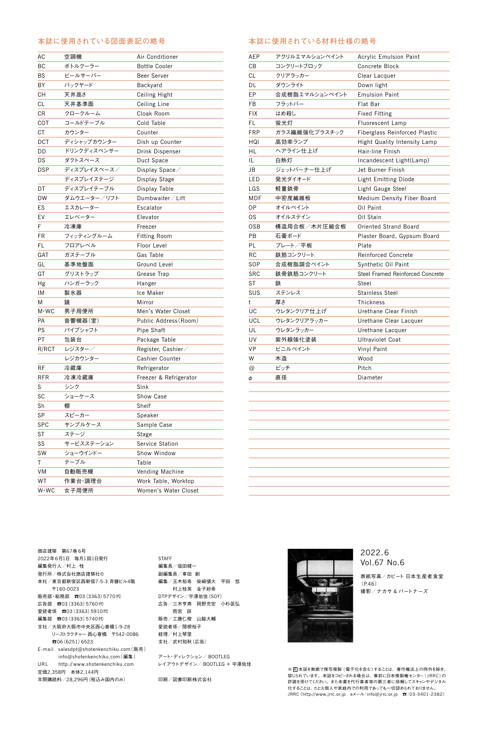## 本誌に使用されている図面表記の略号

| | | |
|---|---|---|
| AC | 空調機 | Air Conditioner |
| BC | ボトルクーラー | Bottle Cooler |
| BS | ビールサーバー | Beer Server |
| BY | バックヤード | Backyard |
| CH | 天井高さ | Ceiling Hight |
| CL | 天井基準面 | Ceiling Line |
| CR | クロークルーム | Cloak Room |
| COT | コールドテーブル | Cold Table |
| CT | カウンター | Counter |
| DCT | ディシャップカウンター | Dish up Counter |
| DD | ドリンクディスペンサー | Drink Dispenser |
| DS | ダクトスペース | Duct Space |
| DSP | ディスプレイスペース／ディスプレイステージ | Display Space／Display Stage |
| DT | ディスプレイテーブル | Display Table |
| DW | ダムウエーター／リフト | Dumbwaiter／Lift |
| ES | エスカレーター | Escalator |
| EV | エレベーター | Elevator |
| F | 冷凍庫 | Freezer |
| FR | フィッティングルーム | Fitting Room |
| FL | フロアレベル | Floor Level |
| GAT | ガステーブル | Gas Table |
| GL | 基準地盤面 | Ground Level |
| GT | グリストラップ | Grease Trap |
| Hg | ハンガーラック | Hanger |
| IM | 製氷器 | Ice Maker |
| M | 鏡 | Mirror |
| M･WC | 男子用便所 | Men's Water Closet |
| PA | 音響機器(室) | Public Address(Room) |
| PS | パイプシャフト | Pipe Shaft |
| PT | 包装台 | Package Table |
| R/RCT | レジスター／レジカウンター | Register, Cashier／Cashier Counter |
| RF | 冷蔵庫 | Refrigerator |
| RFR | 冷凍冷蔵庫 | Freezer & Refrigerator |
| S | シンク | Sink |
| SC | ショーケース | Show Case |
| Sh | 棚 | Shelf |
| SP | スピーカー | Speaker |
| SPC | サンプルケース | Sample Case |
| ST | ステージ | Stage |
| SS | サービスステーション | Service Station |
| SW | ショーウインドー | Show Window |
| T | テーブル | Table |
| VM | 自動販売機 | Vending Machine |
| WT | 作業台･調理台 | Work Table, Worktop |
| W･WC | 女子用便所 | Women's Water Closet |

## 本誌に使用されている材料仕様の略号

| | | |
|---|---|---|
| AEP | アクリルエマルションペイント | Acrylic Emulsion Paint |
| CB | コンクリートブロック | Concrete Block |
| CL | クリアラッカー | Clear Lacquer |
| DL | ダウンライト | Down light |
| EP | 合成樹脂エマルションペイント | Emulsion Paint |
| FB | フラットバー | Flat Bar |
| FIX | はめ殺し | Fixed Fitting |
| FL | 蛍光灯 | Fluorescent Lamp |
| FRP | ガラス繊維強化プラスチック | Fiberglass Reinforced Plastic |
| HQI | 高効率ランプ | Hight Quality Intensity Lamp |
| HL | ヘアライン仕上げ | Hair-line Finish |
| IL | 白熱灯 | Incandescent Light(Lamp) |
| JB | ジェットバーナー仕上げ | Jet Burner Finish |
| LED | 発光ダイオード | Light Emitting Diode |
| LGS | 軽量鉄骨 | Light Gauge Steel |
| MDF | 中密度繊維板 | Medium Density Fiber Board |
| OP | オイルペイント | Oil Paint |
| OS | オイルステイン | Oil Stain |
| OSB | 構造用合板／木片圧縮合板 | Oriented Strand Board |
| PB | 石膏ボード | Plaster Board, Gypsum Board |
| PL | プレート／平板 | Plate |
| RC | 鉄筋コンクリート | Reinforced Concrete |
| SOP | 合成樹脂調合ペイント | Synthetic Oil Paint |
| SRC | 鉄骨鉄筋コンクリート | Steel Framed Reinforced Concrete |
| ST | 鉄 | Steel |
| SUS | ステンレス | Stainless Steel |
| t | 厚さ | Thickness |
| UC | ウレタンクリア仕上げ | Urethane Clear Finish |
| UCL | ウレタンクリアラッカー | Urethane Clear Lacquer |
| UL | ウレタンラッカー | Urethane Lacquer |
| UV | 紫外線強化塗装 | Ultraviolet Coat |
| VP | ビニルペイント | Vinyl Paint |
| W | 木造 | Wood |
| @ | ピッチ | Pitch |
| φ | 直径 | Diameter |

商店建築　第67巻6号
2022年6月1日　毎月1回1日発行
編集発行人／村上 桂
発行所／株式会社商店建築社©
本社／東京都新宿区西新宿7-5-3 斉藤ビル4階
〒160-0023
販売部・総務部　☎03(3363)5770㈹
広告部　☎03(3363)5760㈹
愛読者係　☎03(3363)5910㈹
編集部　☎03(3363)5740㈹
支社／大阪府大阪市中央区西心斎橋1-9-28
リーストラクチャー 西心斎橋　〒542-0086
☎06(6251)6523
E-mail　salesdpt@shotenkenchiku.com(販売)
info@shotenkenchiku.com(編集)
URL　http://www.shotenkenchiku.com
定価2,358円　本体2,144円
年間購読料／28,296円(税込み国内のみ)

STAFF
編集長／塩田健一
副編集長／車田 創
編集／玉木裕希　柴崎慎大　平田 悠
村上桂英　金子紗希
DTPデザイン／宇澤佑佳(SOY)
広告／三木亨寿　岡野充宏　小杉匡弘
雨宮 諒
販売／工藤仁樹　山脇大輔
愛読者係／関根裕子
経理／村上琴里
支社／武村知秋(広告)

アート・ディレクション／BOOTLEG
レイアウトデザイン／BOOTLEG + 宇澤佑佳

印刷／図書印刷株式会社

2022.6
Vol.67 No.6

表紙写真／カビート 日本生産者食堂
(P.46)
撮影／ナカサ＆パートナーズ

※ Ⓡ 本誌を無断で複写複製(電子化を含む)することは、著作権法上の例外を除き、禁じられています。本誌をコピーされる場合は、事前に日本複製権センター(JRRC)の許諾を受けてください。また本書を代行業者等の第三者に依頼してスキャンやデジタル化することは、たとえ個人や家庭内での利用であっても一切認められておりません。
JRRC〈http://www.jrrc.or.jp　eメール：info@jrrc.or.jp　☎：03-3401-2382〉